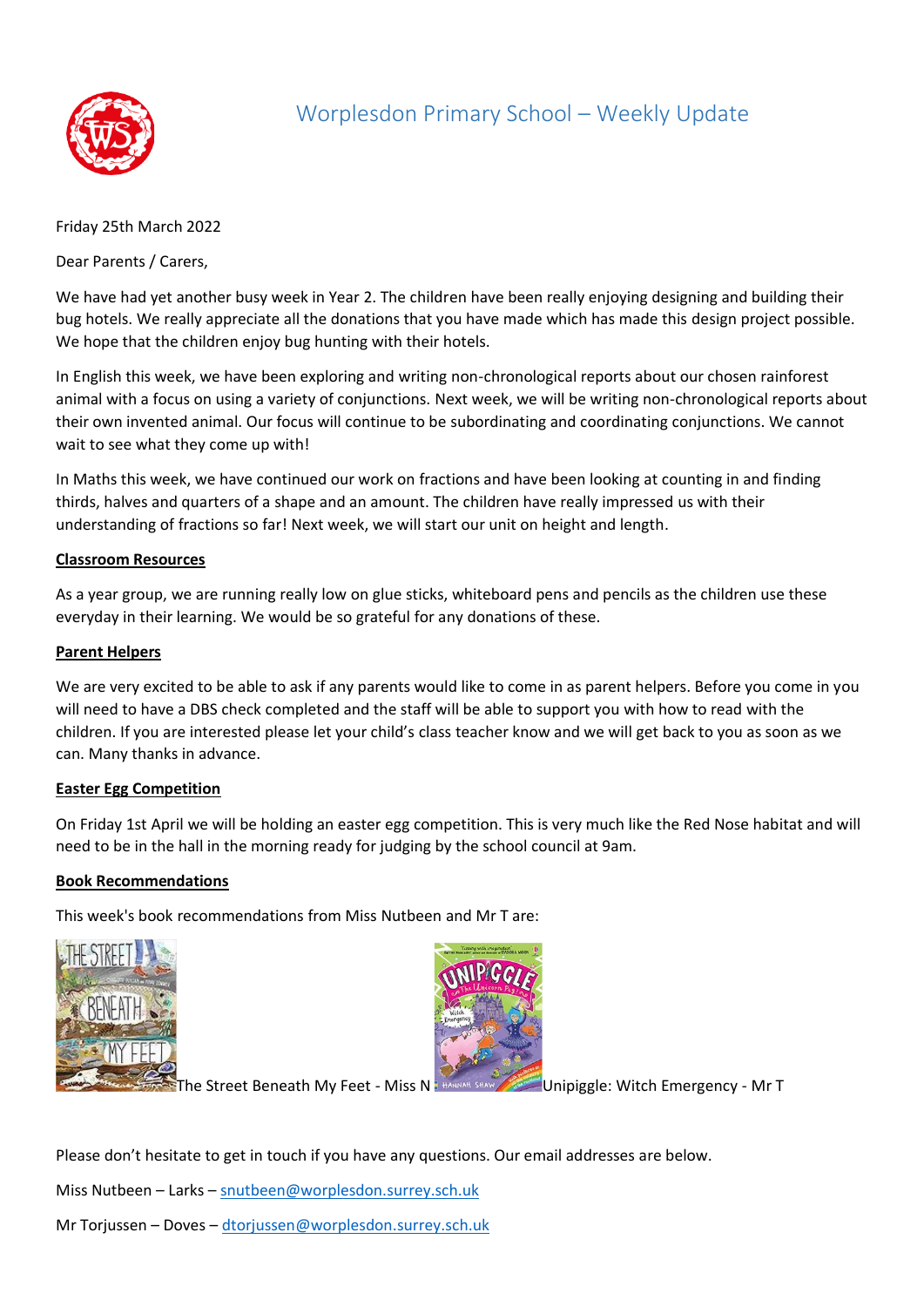# Worplesdon Primary School – Weekly Update

Friday 25th March 2022

Dear Parents / Carers,

We have had yet another busy week in Year 2. The children have been really enjoying designing and building their bug hotels. We really appreciate all the donations that you have made which has made this design project possible. We hope that the children enjoy bug hunting with their hotels.

In English this week, we have been exploring and writing non-chronological reports about our chosen rainforest animal with a focus on using a variety of conjunctions. Next week, we will be writing non-chronological reports about their own invented animal. Our focus will continue to be subordinating and coordinating conjunctions. We cannot wait to see what they come up with!

In Maths this week, we have continued our work on fractions and have been looking at counting in and finding thirds, halves and quarters of a shape and an amount. The children have really impressed us with their understanding of fractions so far! Next week, we will start our unit on height and length.

**Classroom Resources**

As a year group, we are running really low on glue sticks, whiteboard pens and pencils as the children use these everyday in their learning. We would be so grateful for any donations of these.

**Parent Helpers**

We are very excited to be able to ask if any parents would like to come in as parent helpers. Before you come in you will need to have a DBS check completed and the staff will be able to support you with how to read with the children. If you are interested please let your child's class teacher know and we will get back to you as soon as we can. Many thanks in advance.

**Easter Egg Competition**

On Friday 1st April we will be holding an easter egg competition. This is very much like the Red Nose habitat and will need to be in the hall in the morning ready for judging by the school council at 9am.

**Book Recommendations**

This week's book recommendations from Miss Nutbeen and Mr T are:

The Street Beneath My Feet - Miss N

Unipiggle: Witch Emergency - Mr T

Please don't hesitate to get in touch if you have any questions. Our email addresses are below.

Miss Nutbeen – Larks – snutbeen@worplesdon.surrey.sch.uk

Mr Torjussen – Doves – dtorjussen@worplesdon.surrey.sch.uk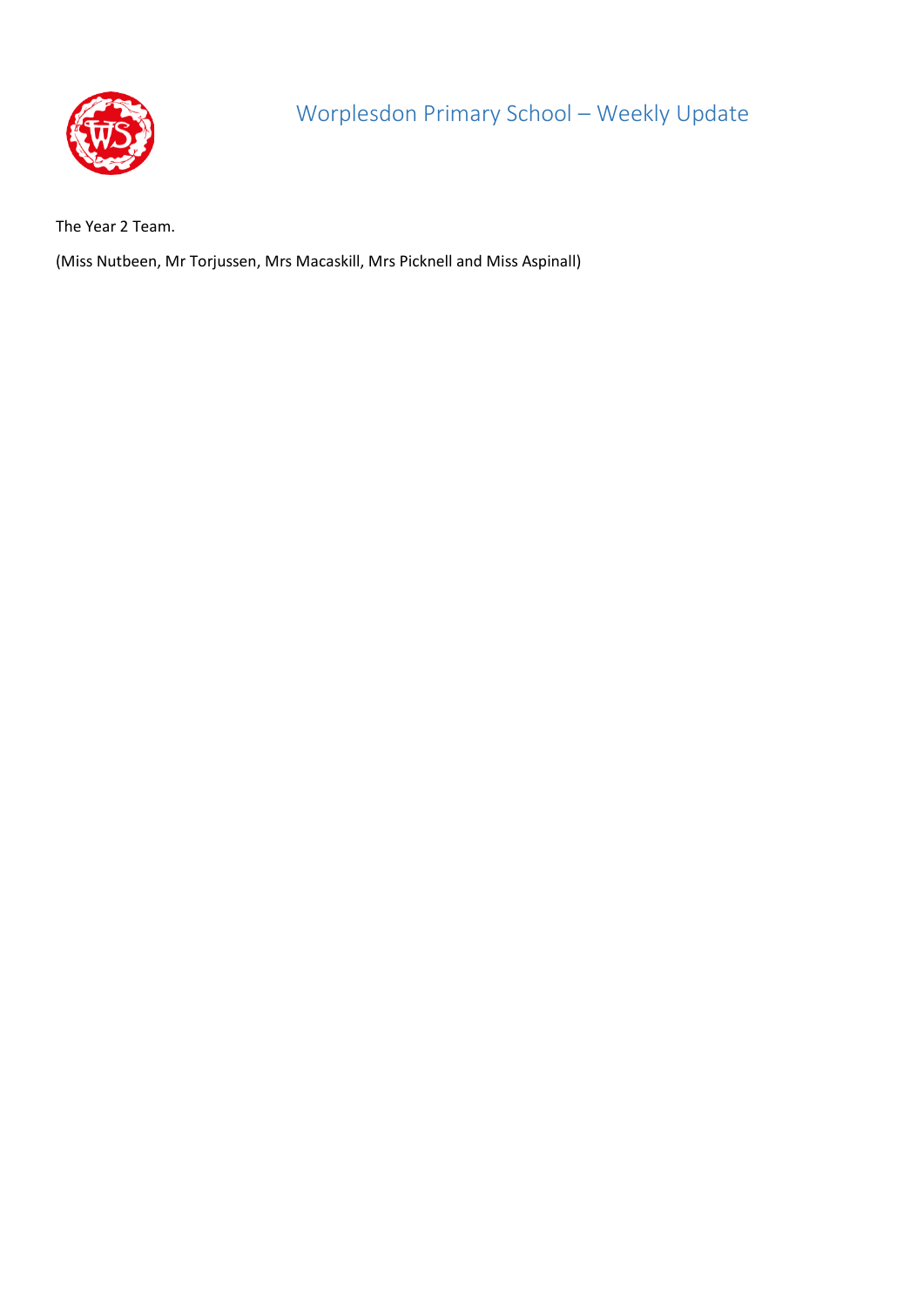The Year 2 Team.

(Miss Nutbeen, Mr Torjussen, Mrs Macaskill, Mrs Picknell and Miss Aspinall)